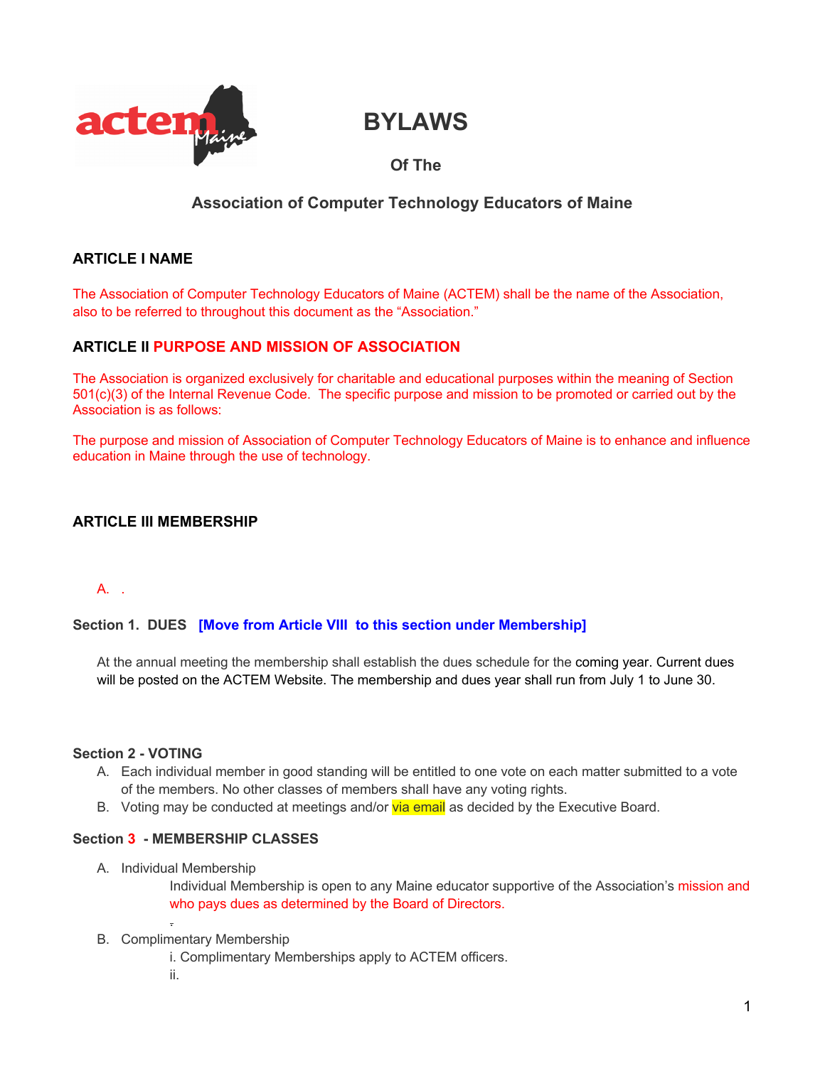# BYLAWS

## Of The

## Association of Computer Technology Educators of Maine

### ARTICLE I NAME

The Association of Computer Technology Educators of Maine (ACTEM) shall be the name of the Association, also to be referred to throughout this document as the "Association."

### ARTICLE II PURPOSE AND MISSION OF ASSOCIATION

The Association is organized exclusively for charitable and educational purposes within the meaning of Section 501(c)(3) of the Internal Revenue Code. The specific purpose and mission to be promoted or carried out by the Association is as follows:

The purpose and mission of Association of Computer Technology Educators of Maine is to enhance and influence education in Maine through the use of technology.

### ARTICLE III MEMBERSHIP

A. .

**Section 1. DUES** **[Move from Article VIII to this section under Membership]**

At the annual meeting the membership shall establish the dues schedule for the coming year. Current dues will be posted on the ACTEM Website. The membership and dues year shall run from July 1 to June 30.

**Section 2 - VOTING**

A. Each individual member in good standing will be entitled to one vote on each matter submitted to a vote of the members. No other classes of members shall have any voting rights.
B. Voting may be conducted at meetings and/or via email as decided by the Executive Board.

**Section 3 - MEMBERSHIP CLASSES**

A. Individual Membership
   Individual Membership is open to any Maine educator supportive of the Association's mission and who pays dues as determined by the Board of Directors.

B. Complimentary Membership
   i. Complimentary Memberships apply to ACTEM officers.
   ii.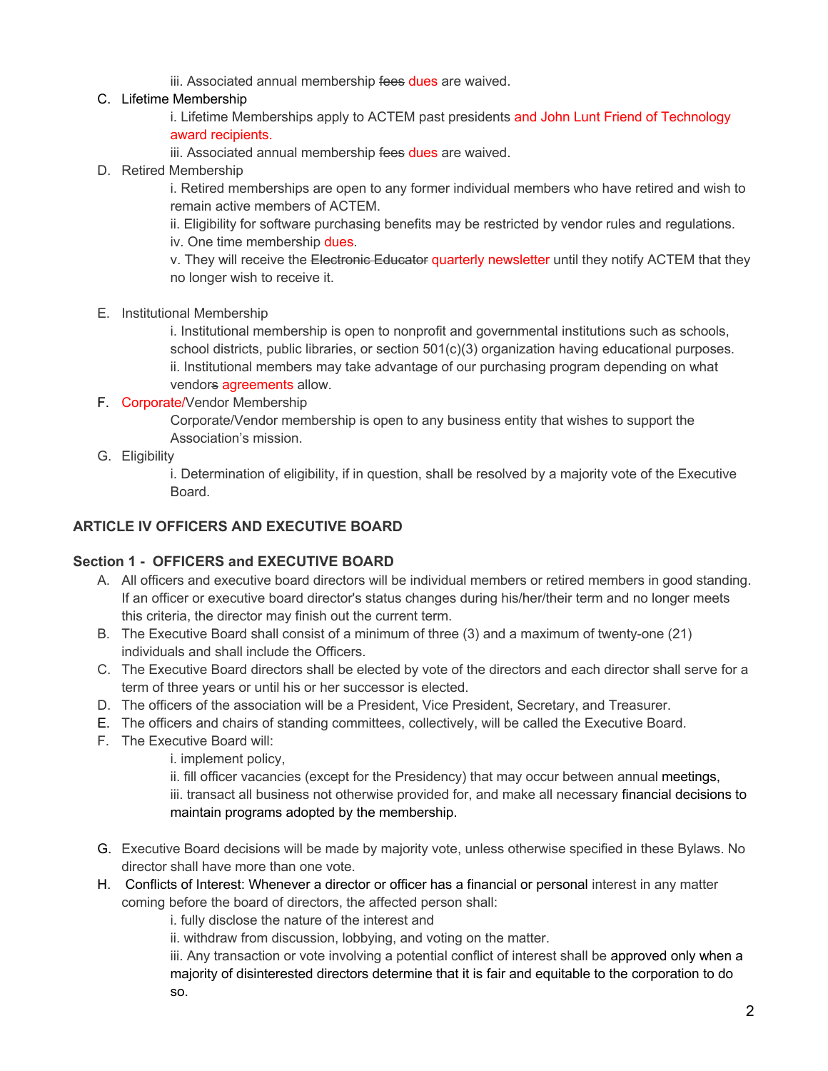iii. Associated annual membership ~~fees~~ dues are waived.

C. Lifetime Membership

i. Lifetime Memberships apply to ACTEM past presidents and John Lunt Friend of Technology award recipients.

iii. Associated annual membership ~~fees~~ dues are waived.

D. Retired Membership

i. Retired memberships are open to any former individual members who have retired and wish to remain active members of ACTEM.

ii. Eligibility for software purchasing benefits may be restricted by vendor rules and regulations.

iv. One time membership dues.

v. They will receive the ~~Electronic Educator~~ quarterly newsletter until they notify ACTEM that they no longer wish to receive it.

E. Institutional Membership

i. Institutional membership is open to nonprofit and governmental institutions such as schools, school districts, public libraries, or section 501(c)(3) organization having educational purposes.

ii. Institutional members may take advantage of our purchasing program depending on what vendor~~s~~ agreements allow.

F. Corporate/Vendor Membership

Corporate/Vendor membership is open to any business entity that wishes to support the Association's mission.

G. Eligibility

i. Determination of eligibility, if in question, shall be resolved by a majority vote of the Executive Board.

## ARTICLE IV OFFICERS AND EXECUTIVE BOARD

### Section 1 - OFFICERS and EXECUTIVE BOARD

A. All officers and executive board directors will be individual members or retired members in good standing. If an officer or executive board director's status changes during his/her/their term and no longer meets this criteria, the director may finish out the current term.

B. The Executive Board shall consist of a minimum of three (3) and a maximum of twenty-one (21) individuals and shall include the Officers.

C. The Executive Board directors shall be elected by vote of the directors and each director shall serve for a term of three years or until his or her successor is elected.

D. The officers of the association will be a President, Vice President, Secretary, and Treasurer.

E. The officers and chairs of standing committees, collectively, will be called the Executive Board.

F. The Executive Board will:

i. implement policy,

ii. fill officer vacancies (except for the Presidency) that may occur between annual meetings,

iii. transact all business not otherwise provided for, and make all necessary financial decisions to maintain programs adopted by the membership.

G. Executive Board decisions will be made by majority vote, unless otherwise specified in these Bylaws. No director shall have more than one vote.

H. Conflicts of Interest: Whenever a director or officer has a financial or personal interest in any matter coming before the board of directors, the affected person shall:

i. fully disclose the nature of the interest and

ii. withdraw from discussion, lobbying, and voting on the matter.

iii. Any transaction or vote involving a potential conflict of interest shall be approved only when a majority of disinterested directors determine that it is fair and equitable to the corporation to do so.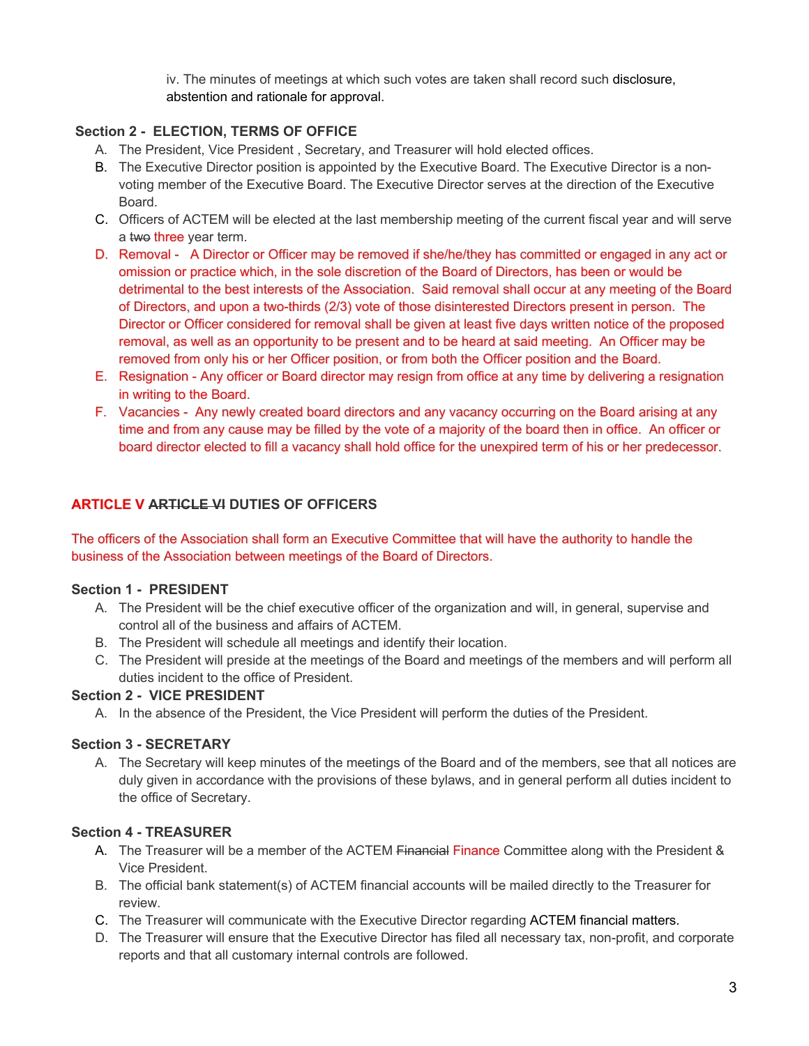iv. The minutes of meetings at which such votes are taken shall record such disclosure, abstention and rationale for approval.

### Section 2 - ELECTION, TERMS OF OFFICE

A. The President, Vice President , Secretary, and Treasurer will hold elected offices.
B. The Executive Director position is appointed by the Executive Board. The Executive Director is a non-voting member of the Executive Board. The Executive Director serves at the direction of the Executive Board.
C. Officers of ACTEM will be elected at the last membership meeting of the current fiscal year and will serve a ~~two~~ three year term.
D. Removal - A Director or Officer may be removed if she/he/they has committed or engaged in any act or omission or practice which, in the sole discretion of the Board of Directors, has been or would be detrimental to the best interests of the Association. Said removal shall occur at any meeting of the Board of Directors, and upon a two-thirds (2/3) vote of those disinterested Directors present in person. The Director or Officer considered for removal shall be given at least five days written notice of the proposed removal, as well as an opportunity to be present and to be heard at said meeting. An Officer may be removed from only his or her Officer position, or from both the Officer position and the Board.
E. Resignation - Any officer or Board director may resign from office at any time by delivering a resignation in writing to the Board.
F. Vacancies - Any newly created board directors and any vacancy occurring on the Board arising at any time and from any cause may be filled by the vote of a majority of the board then in office. An officer or board director elected to fill a vacancy shall hold office for the unexpired term of his or her predecessor.

## ARTICLE V ~~ARTICLE VI~~ DUTIES OF OFFICERS

The officers of the Association shall form an Executive Committee that will have the authority to handle the business of the Association between meetings of the Board of Directors.

### Section 1 - PRESIDENT

A. The President will be the chief executive officer of the organization and will, in general, supervise and control all of the business and affairs of ACTEM.
B. The President will schedule all meetings and identify their location.
C. The President will preside at the meetings of the Board and meetings of the members and will perform all duties incident to the office of President.

### Section 2 - VICE PRESIDENT

A. In the absence of the President, the Vice President will perform the duties of the President.

### Section 3 - SECRETARY

A. The Secretary will keep minutes of the meetings of the Board and of the members, see that all notices are duly given in accordance with the provisions of these bylaws, and in general perform all duties incident to the office of Secretary.

### Section 4 - TREASURER

A. The Treasurer will be a member of the ACTEM ~~Financial~~ Finance Committee along with the President & Vice President.
B. The official bank statement(s) of ACTEM financial accounts will be mailed directly to the Treasurer for review.
C. The Treasurer will communicate with the Executive Director regarding ACTEM financial matters.
D. The Treasurer will ensure that the Executive Director has filed all necessary tax, non-profit, and corporate reports and that all customary internal controls are followed.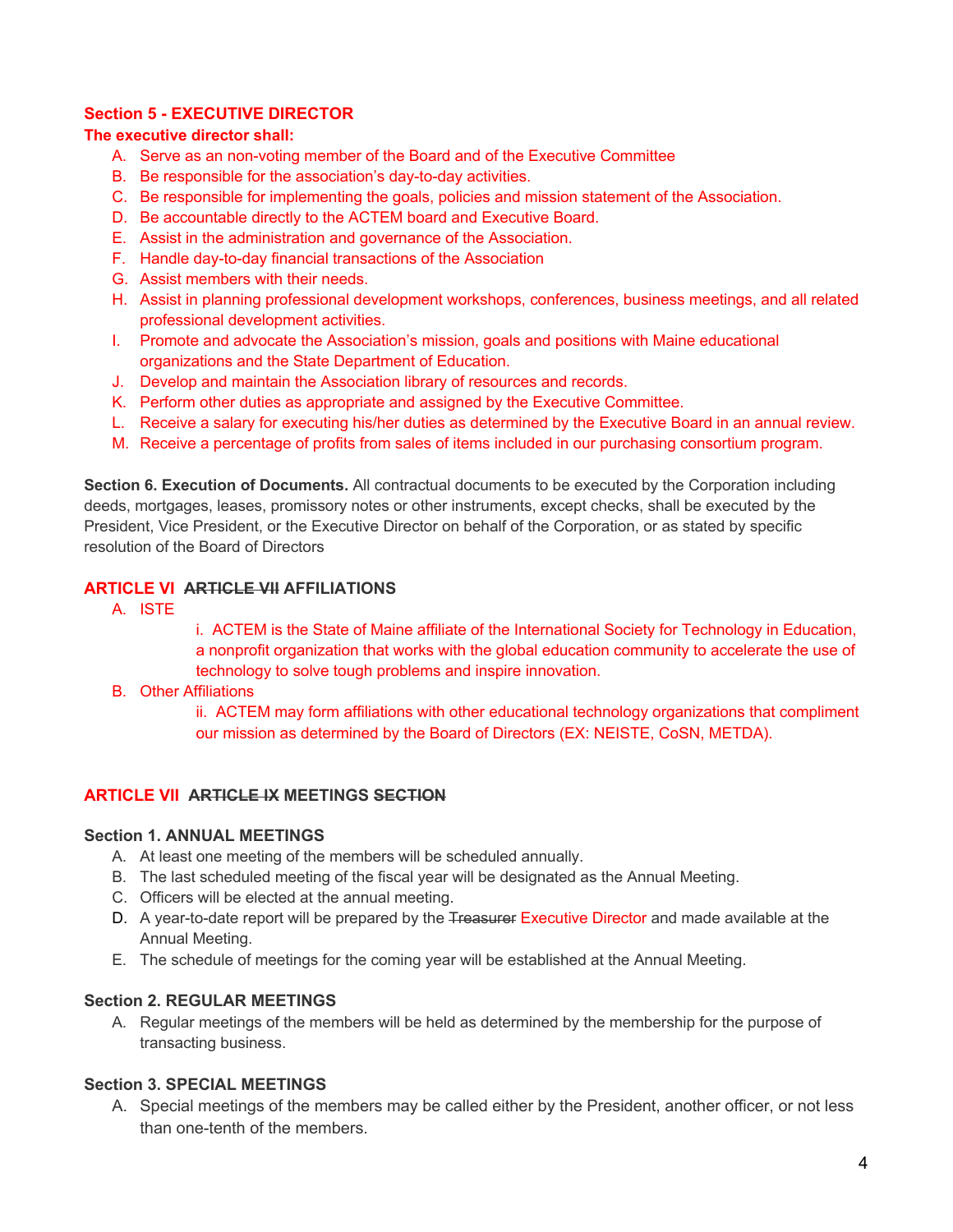**Section 5 - EXECUTIVE DIRECTOR**

**The executive director shall:**

A. Serve as an non-voting member of the Board and of the Executive Committee
B. Be responsible for the association's day-to-day activities.
C. Be responsible for implementing the goals, policies and mission statement of the Association.
D. Be accountable directly to the ACTEM board and Executive Board.
E. Assist in the administration and governance of the Association.
F. Handle day-to-day financial transactions of the Association
G. Assist members with their needs.
H. Assist in planning professional development workshops, conferences, business meetings, and all related professional development activities.
I. Promote and advocate the Association's mission, goals and positions with Maine educational organizations and the State Department of Education.
J. Develop and maintain the Association library of resources and records.
K. Perform other duties as appropriate and assigned by the Executive Committee.
L. Receive a salary for executing his/her duties as determined by the Executive Board in an annual review.
M. Receive a percentage of profits from sales of items included in our purchasing consortium program.

**Section 6. Execution of Documents.** All contractual documents to be executed by the Corporation including deeds, mortgages, leases, promissory notes or other instruments, except checks, shall be executed by the President, Vice President, or the Executive Director on behalf of the Corporation, or as stated by specific resolution of the Board of Directors

## ARTICLE VI ~~ARTICLE VII~~ AFFILIATIONS

A. ISTE
   i. ACTEM is the State of Maine affiliate of the International Society for Technology in Education, a nonprofit organization that works with the global education community to accelerate the use of technology to solve tough problems and inspire innovation.
B. Other Affiliations
   ii. ACTEM may form affiliations with other educational technology organizations that compliment our mission as determined by the Board of Directors (EX: NEISTE, CoSN, METDA).

## ARTICLE VII ~~ARTICLE IX~~ MEETINGS ~~SECTION~~

### Section 1. ANNUAL MEETINGS

A. At least one meeting of the members will be scheduled annually.
B. The last scheduled meeting of the fiscal year will be designated as the Annual Meeting.
C. Officers will be elected at the annual meeting.
D. A year-to-date report will be prepared by the ~~Treasurer~~ Executive Director and made available at the Annual Meeting.
E. The schedule of meetings for the coming year will be established at the Annual Meeting.

### Section 2. REGULAR MEETINGS

A. Regular meetings of the members will be held as determined by the membership for the purpose of transacting business.

### Section 3. SPECIAL MEETINGS

A. Special meetings of the members may be called either by the President, another officer, or not less than one-tenth of the members.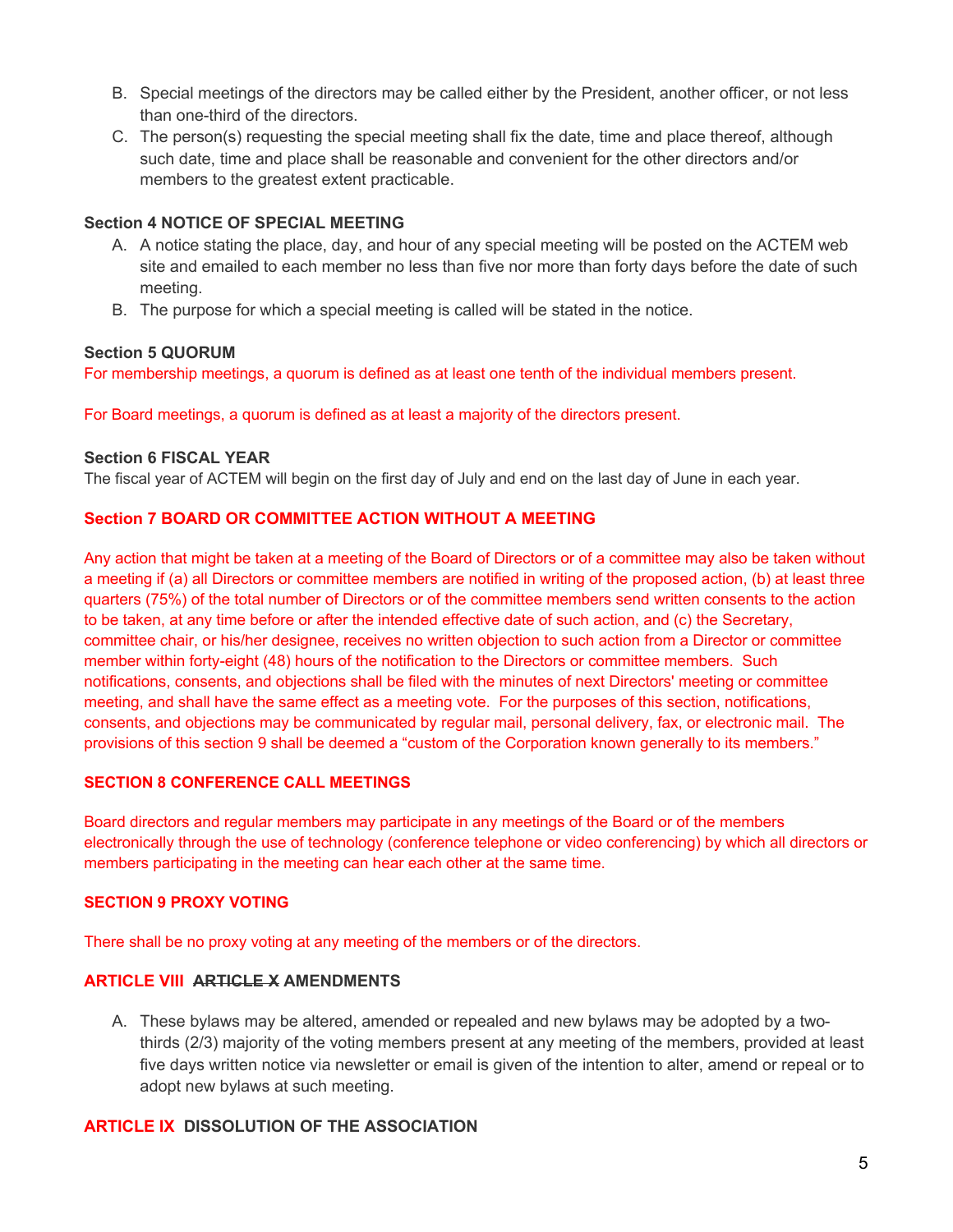B. Special meetings of the directors may be called either by the President, another officer, or not less than one-third of the directors.

C. The person(s) requesting the special meeting shall fix the date, time and place thereof, although such date, time and place shall be reasonable and convenient for the other directors and/or members to the greatest extent practicable.

**Section 4 NOTICE OF SPECIAL MEETING**

A. A notice stating the place, day, and hour of any special meeting will be posted on the ACTEM web site and emailed to each member no less than five nor more than forty days before the date of such meeting.

B. The purpose for which a special meeting is called will be stated in the notice.

**Section 5 QUORUM**

For membership meetings, a quorum is defined as at least one tenth of the individual members present.

For Board meetings, a quorum is defined as at least a majority of the directors present.

**Section 6 FISCAL YEAR**

The fiscal year of ACTEM will begin on the first day of July and end on the last day of June in each year.

**Section 7 BOARD OR COMMITTEE ACTION WITHOUT A MEETING**

Any action that might be taken at a meeting of the Board of Directors or of a committee may also be taken without a meeting if (a) all Directors or committee members are notified in writing of the proposed action, (b) at least three quarters (75%) of the total number of Directors or of the committee members send written consents to the action to be taken, at any time before or after the intended effective date of such action, and (c) the Secretary, committee chair, or his/her designee, receives no written objection to such action from a Director or committee member within forty-eight (48) hours of the notification to the Directors or committee members. Such notifications, consents, and objections shall be filed with the minutes of next Directors' meeting or committee meeting, and shall have the same effect as a meeting vote. For the purposes of this section, notifications, consents, and objections may be communicated by regular mail, personal delivery, fax, or electronic mail. The provisions of this section 9 shall be deemed a "custom of the Corporation known generally to its members."

**SECTION 8 CONFERENCE CALL MEETINGS**

Board directors and regular members may participate in any meetings of the Board or of the members electronically through the use of technology (conference telephone or video conferencing) by which all directors or members participating in the meeting can hear each other at the same time.

**SECTION 9 PROXY VOTING**

There shall be no proxy voting at any meeting of the members or of the directors.

## ARTICLE VIII ~~ARTICLE X~~ AMENDMENTS

A. These bylaws may be altered, amended or repealed and new bylaws may be adopted by a two-thirds (2/3) majority of the voting members present at any meeting of the members, provided at least five days written notice via newsletter or email is given of the intention to alter, amend or repeal or to adopt new bylaws at such meeting.

## ARTICLE IX DISSOLUTION OF THE ASSOCIATION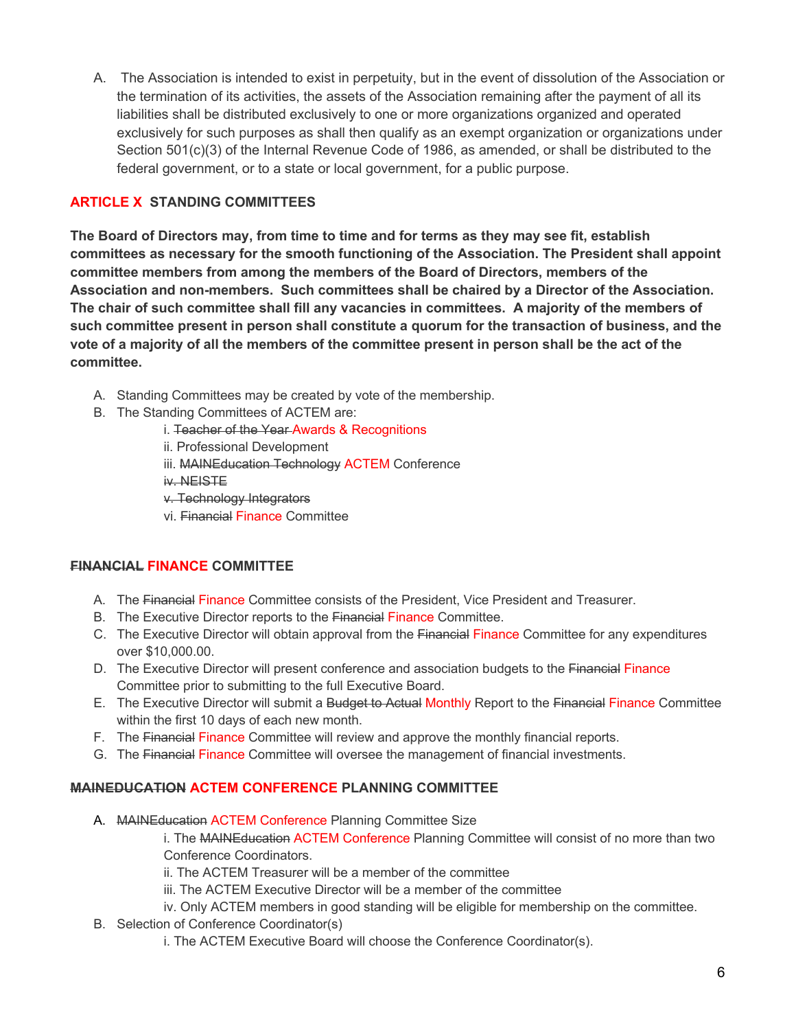A. The Association is intended to exist in perpetuity, but in the event of dissolution of the Association or the termination of its activities, the assets of the Association remaining after the payment of all its liabilities shall be distributed exclusively to one or more organizations organized and operated exclusively for such purposes as shall then qualify as an exempt organization or organizations under Section 501(c)(3) of the Internal Revenue Code of 1986, as amended, or shall be distributed to the federal government, or to a state or local government, for a public purpose.

## ARTICLE X STANDING COMMITTEES

**The Board of Directors may, from time to time and for terms as they may see fit, establish committees as necessary for the smooth functioning of the Association. The President shall appoint committee members from among the members of the Board of Directors, members of the Association and non-members. Such committees shall be chaired by a Director of the Association. The chair of such committee shall fill any vacancies in committees. A majority of the members of such committee present in person shall constitute a quorum for the transaction of business, and the vote of a majority of all the members of the committee present in person shall be the act of the committee.**

A. Standing Committees may be created by vote of the membership.
B. The Standing Committees of ACTEM are:
    i. ~~Teacher of the Year~~ Awards & Recognitions
    ii. Professional Development
    iii. ~~MAINEducation Technology~~ ACTEM Conference
    ~~iv. NEISTE~~
    ~~v. Technology Integrators~~
    vi. ~~Financial~~ Finance Committee

## ~~FINANCIAL~~ FINANCE COMMITTEE

A. The ~~Financial~~ Finance Committee consists of the President, Vice President and Treasurer.
B. The Executive Director reports to the ~~Financial~~ Finance Committee.
C. The Executive Director will obtain approval from the ~~Financial~~ Finance Committee for any expenditures over $10,000.00.
D. The Executive Director will present conference and association budgets to the ~~Financial~~ Finance Committee prior to submitting to the full Executive Board.
E. The Executive Director will submit a ~~Budget to Actual~~ Monthly Report to the ~~Financial~~ Finance Committee within the first 10 days of each new month.
F. The ~~Financial~~ Finance Committee will review and approve the monthly financial reports.
G. The ~~Financial~~ Finance Committee will oversee the management of financial investments.

## ~~MAINEDUCATION~~ ACTEM CONFERENCE PLANNING COMMITTEE

A. ~~MAINEducation~~ ACTEM Conference Planning Committee Size
    i. The ~~MAINEducation~~ ACTEM Conference Planning Committee will consist of no more than two Conference Coordinators.
    ii. The ACTEM Treasurer will be a member of the committee
    iii. The ACTEM Executive Director will be a member of the committee
    iv. Only ACTEM members in good standing will be eligible for membership on the committee.
B. Selection of Conference Coordinator(s)
    i. The ACTEM Executive Board will choose the Conference Coordinator(s).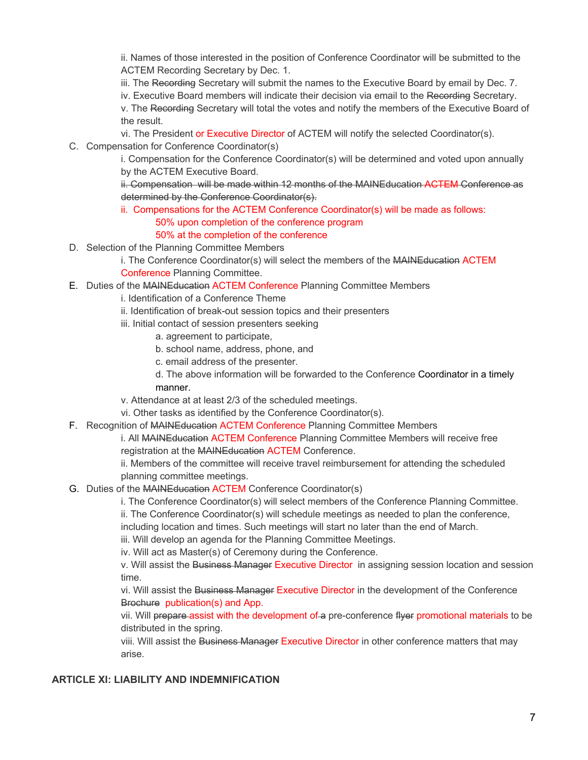ii. Names of those interested in the position of Conference Coordinator will be submitted to the ACTEM Recording Secretary by Dec. 1.

iii. The ~~Recording~~ Secretary will submit the names to the Executive Board by email by Dec. 7.

iv. Executive Board members will indicate their decision via email to the ~~Recording~~ Secretary.

v. The ~~Recording~~ Secretary will total the votes and notify the members of the Executive Board of the result.

vi. The President or Executive Director of ACTEM will notify the selected Coordinator(s).

C. Compensation for Conference Coordinator(s)

i. Compensation for the Conference Coordinator(s) will be determined and voted upon annually by the ACTEM Executive Board.

~~ii. Compensation will be made within 12 months of the MAINEducation ACTEM Conference as determined by the Conference Coordinator(s).~~

ii. Compensations for the ACTEM Conference Coordinator(s) will be made as follows:

50% upon completion of the conference program

50% at the completion of the conference

D. Selection of the Planning Committee Members

i. The Conference Coordinator(s) will select the members of the ~~MAINEducation~~ ACTEM Conference Planning Committee.

E. Duties of the ~~MAINEducation~~ ACTEM Conference Planning Committee Members

i. Identification of a Conference Theme

ii. Identification of break-out session topics and their presenters

iii. Initial contact of session presenters seeking

a. agreement to participate,

b. school name, address, phone, and

c. email address of the presenter.

d. The above information will be forwarded to the Conference Coordinator in a timely manner.

v. Attendance at at least 2/3 of the scheduled meetings.

vi. Other tasks as identified by the Conference Coordinator(s).

F. Recognition of ~~MAINEducation~~ ACTEM Conference Planning Committee Members

i. All ~~MAINEducation~~ ACTEM Conference Planning Committee Members will receive free registration at the ~~MAINEducation~~ ACTEM Conference.

ii. Members of the committee will receive travel reimbursement for attending the scheduled planning committee meetings.

G. Duties of the ~~MAINEducation~~ ACTEM Conference Coordinator(s)

i. The Conference Coordinator(s) will select members of the Conference Planning Committee.

ii. The Conference Coordinator(s) will schedule meetings as needed to plan the conference, including location and times. Such meetings will start no later than the end of March.

iii. Will develop an agenda for the Planning Committee Meetings.

iv. Will act as Master(s) of Ceremony during the Conference.

v. Will assist the ~~Business Manager~~ Executive Director in assigning session location and session time.

vi. Will assist the ~~Business Manager~~ Executive Director in the development of the Conference ~~Brochure~~ publication(s) and App.

vii. Will ~~prepare~~ assist with the development of ~~a~~ pre-conference ~~flyer~~ promotional materials to be distributed in the spring.

viii. Will assist the ~~Business Manager~~ Executive Director in other conference matters that may arise.

## ARTICLE XI: LIABILITY AND INDEMNIFICATION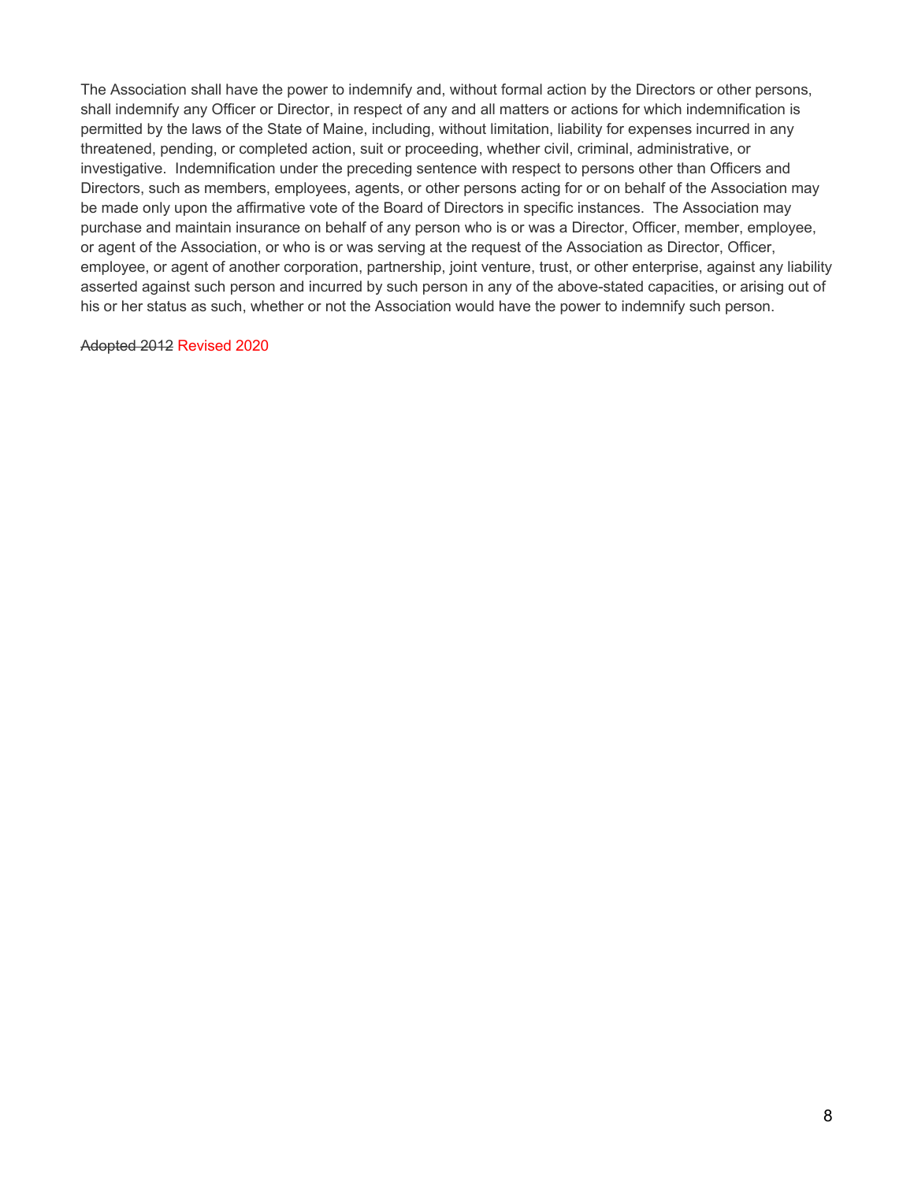The Association shall have the power to indemnify and, without formal action by the Directors or other persons, shall indemnify any Officer or Director, in respect of any and all matters or actions for which indemnification is permitted by the laws of the State of Maine, including, without limitation, liability for expenses incurred in any threatened, pending, or completed action, suit or proceeding, whether civil, criminal, administrative, or investigative. Indemnification under the preceding sentence with respect to persons other than Officers and Directors, such as members, employees, agents, or other persons acting for or on behalf of the Association may be made only upon the affirmative vote of the Board of Directors in specific instances. The Association may purchase and maintain insurance on behalf of any person who is or was a Director, Officer, member, employee, or agent of the Association, or who is or was serving at the request of the Association as Director, Officer, employee, or agent of another corporation, partnership, joint venture, trust, or other enterprise, against any liability asserted against such person and incurred by such person in any of the above-stated capacities, or arising out of his or her status as such, whether or not the Association would have the power to indemnify such person.

~~Adopted 2012~~ Revised 2020